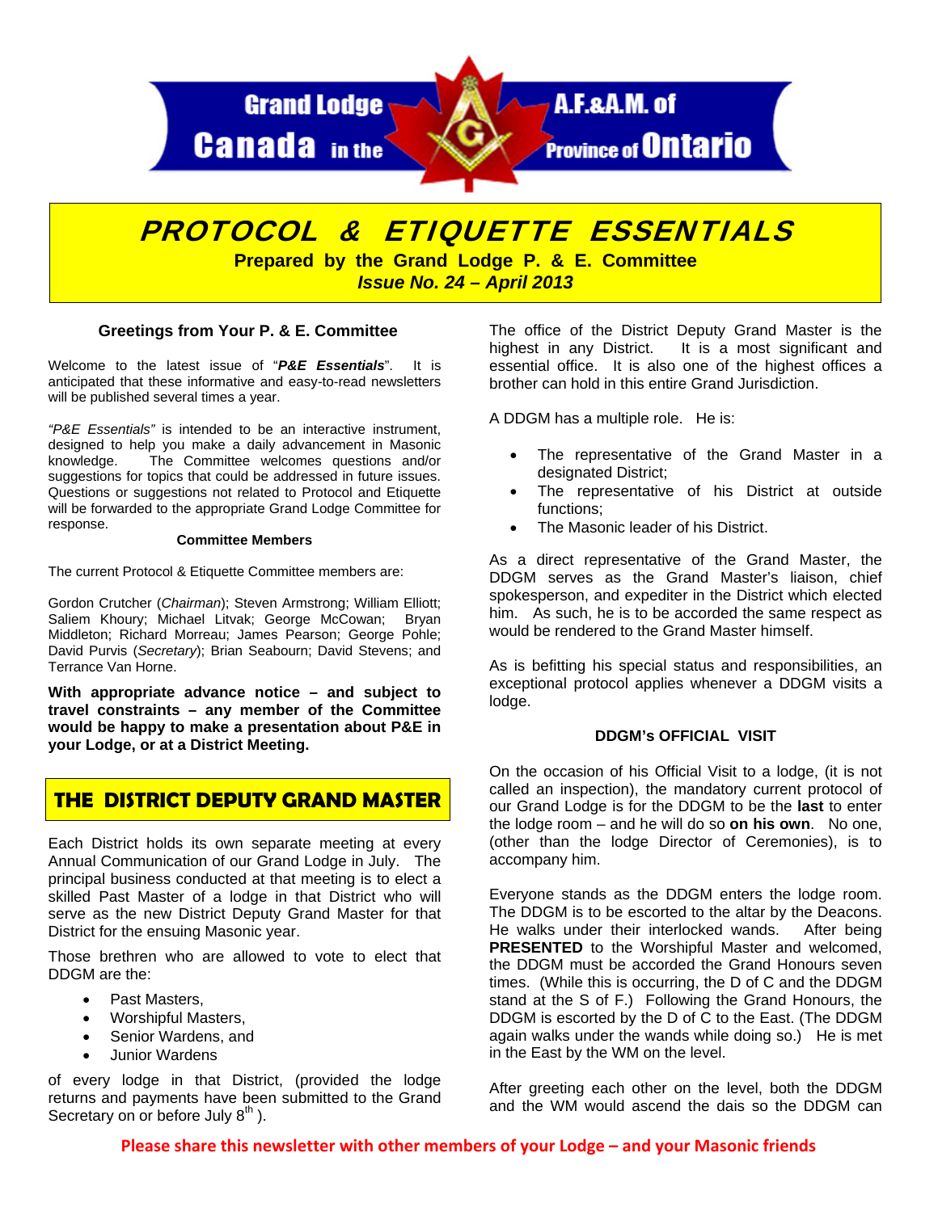Grand Lodge A.F.&A.M. of Canada in the Province of Ontario

# PROTOCOL & ETIQUETTE ESSENTIALS

**Prepared by the Grand Lodge P. & E. Committee**

***Issue No. 24 – April 2013***

### Greetings from Your P. & E. Committee

Welcome to the latest issue of "***P&E Essentials***". It is anticipated that these informative and easy-to-read newsletters will be published several times a year.

*"P&E Essentials"* is intended to be an interactive instrument, designed to help you make a daily advancement in Masonic knowledge. The Committee welcomes questions and/or suggestions for topics that could be addressed in future issues. Questions or suggestions not related to Protocol and Etiquette will be forwarded to the appropriate Grand Lodge Committee for response.

**Committee Members**

The current Protocol & Etiquette Committee members are:

Gordon Crutcher (*Chairman*); Steven Armstrong; William Elliott; Saliem Khoury; Michael Litvak; George McCowan; Bryan Middleton; Richard Morreau; James Pearson; George Pohle; David Purvis (*Secretary*); Brian Seabourn; David Stevens; and Terrance Van Horne.

**With appropriate advance notice – and subject to travel constraints – any member of the Committee would be happy to make a presentation about P&E in your Lodge, or at a District Meeting.**

## THE DISTRICT DEPUTY GRAND MASTER

Each District holds its own separate meeting at every Annual Communication of our Grand Lodge in July. The principal business conducted at that meeting is to elect a skilled Past Master of a lodge in that District who will serve as the new District Deputy Grand Master for that District for the ensuing Masonic year.

Those brethren who are allowed to vote to elect that DDGM are the:

- Past Masters,
- Worshipful Masters,
- Senior Wardens, and
- Junior Wardens

of every lodge in that District, (provided the lodge returns and payments have been submitted to the Grand Secretary on or before July 8th ).

The office of the District Deputy Grand Master is the highest in any District. It is a most significant and essential office. It is also one of the highest offices a brother can hold in this entire Grand Jurisdiction.

A DDGM has a multiple role. He is:

- The representative of the Grand Master in a designated District;
- The representative of his District at outside functions;
- The Masonic leader of his District.

As a direct representative of the Grand Master, the DDGM serves as the Grand Master's liaison, chief spokesperson, and expediter in the District which elected him. As such, he is to be accorded the same respect as would be rendered to the Grand Master himself.

As is befitting his special status and responsibilities, an exceptional protocol applies whenever a DDGM visits a lodge.

### DDGM's OFFICIAL VISIT

On the occasion of his Official Visit to a lodge, (it is not called an inspection), the mandatory current protocol of our Grand Lodge is for the DDGM to be the **last** to enter the lodge room – and he will do so **on his own**. No one, (other than the lodge Director of Ceremonies), is to accompany him.

Everyone stands as the DDGM enters the lodge room. The DDGM is to be escorted to the altar by the Deacons. He walks under their interlocked wands. After being **PRESENTED** to the Worshipful Master and welcomed, the DDGM must be accorded the Grand Honours seven times. (While this is occurring, the D of C and the DDGM stand at the S of F.) Following the Grand Honours, the DDGM is escorted by the D of C to the East. (The DDGM again walks under the wands while doing so.) He is met in the East by the WM on the level.

After greeting each other on the level, both the DDGM and the WM would ascend the dais so the DDGM can

**Please share this newsletter with other members of your Lodge – and your Masonic friends**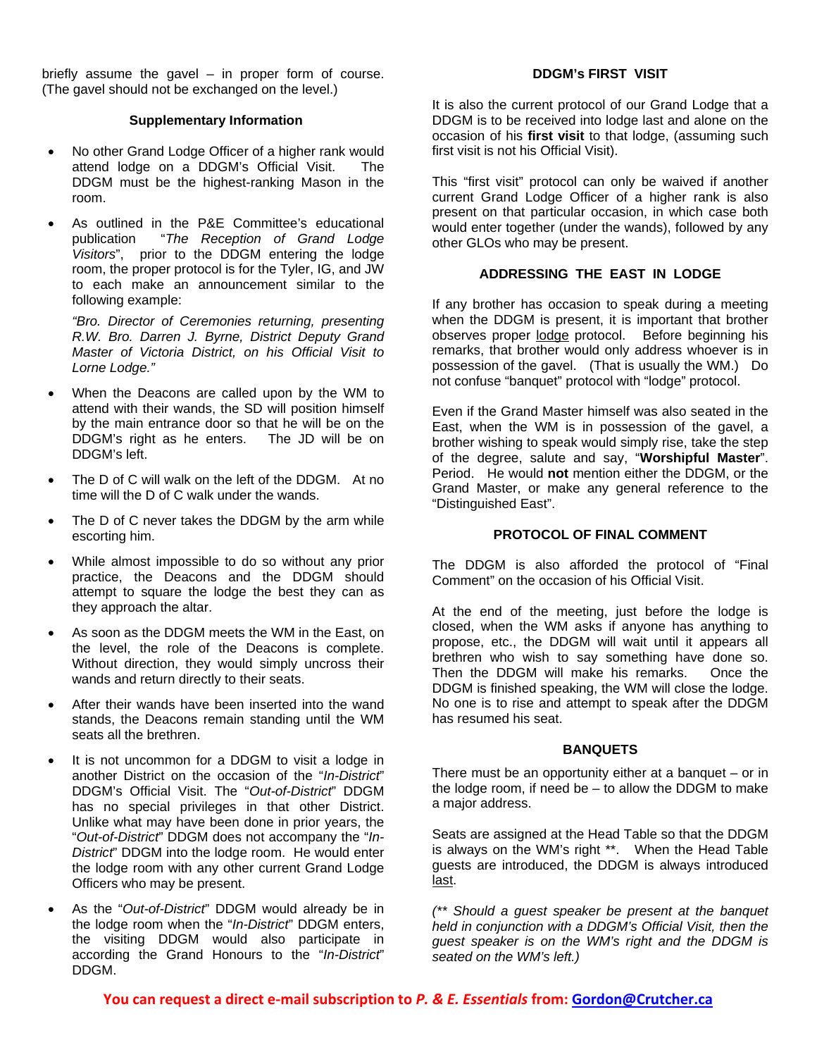briefly assume the gavel – in proper form of course. (The gavel should not be exchanged on the level.)

### Supplementary Information

- No other Grand Lodge Officer of a higher rank would attend lodge on a DDGM's Official Visit. The DDGM must be the highest-ranking Mason in the room.
- As outlined in the P&E Committee's educational publication "*The Reception of Grand Lodge Visitors*", prior to the DDGM entering the lodge room, the proper protocol is for the Tyler, IG, and JW to each make an announcement similar to the following example:

  *"Bro. Director of Ceremonies returning, presenting R.W. Bro. Darren J. Byrne, District Deputy Grand Master of Victoria District, on his Official Visit to Lorne Lodge."*
- When the Deacons are called upon by the WM to attend with their wands, the SD will position himself by the main entrance door so that he will be on the DDGM's right as he enters. The JD will be on DDGM's left.
- The D of C will walk on the left of the DDGM. At no time will the D of C walk under the wands.
- The D of C never takes the DDGM by the arm while escorting him.
- While almost impossible to do so without any prior practice, the Deacons and the DDGM should attempt to square the lodge the best they can as they approach the altar.
- As soon as the DDGM meets the WM in the East, on the level, the role of the Deacons is complete. Without direction, they would simply uncross their wands and return directly to their seats.
- After their wands have been inserted into the wand stands, the Deacons remain standing until the WM seats all the brethren.
- It is not uncommon for a DDGM to visit a lodge in another District on the occasion of the "*In-District*" DDGM's Official Visit. The "*Out-of-District*" DDGM has no special privileges in that other District. Unlike what may have been done in prior years, the "*Out-of-District*" DDGM does not accompany the "*In-District*" DDGM into the lodge room. He would enter the lodge room with any other current Grand Lodge Officers who may be present.
- As the "*Out-of-District*" DDGM would already be in the lodge room when the "*In-District*" DDGM enters, the visiting DDGM would also participate in according the Grand Honours to the "*In-District*" DDGM.

### DDGM's FIRST VISIT

It is also the current protocol of our Grand Lodge that a DDGM is to be received into lodge last and alone on the occasion of his **first visit** to that lodge, (assuming such first visit is not his Official Visit).

This "first visit" protocol can only be waived if another current Grand Lodge Officer of a higher rank is also present on that particular occasion, in which case both would enter together (under the wands), followed by any other GLOs who may be present.

### ADDRESSING THE EAST IN LODGE

If any brother has occasion to speak during a meeting when the DDGM is present, it is important that brother observes proper <u>lodge</u> protocol. Before beginning his remarks, that brother would only address whoever is in possession of the gavel. (That is usually the WM.) Do not confuse "banquet" protocol with "lodge" protocol.

Even if the Grand Master himself was also seated in the East, when the WM is in possession of the gavel, a brother wishing to speak would simply rise, take the step of the degree, salute and say, "**Worshipful Master**". Period. He would **not** mention either the DDGM, or the Grand Master, or make any general reference to the "Distinguished East".

### PROTOCOL OF FINAL COMMENT

The DDGM is also afforded the protocol of "Final Comment" on the occasion of his Official Visit.

At the end of the meeting, just before the lodge is closed, when the WM asks if anyone has anything to propose, etc., the DDGM will wait until it appears all brethren who wish to say something have done so. Then the DDGM will make his remarks. Once the DDGM is finished speaking, the WM will close the lodge. No one is to rise and attempt to speak after the DDGM has resumed his seat.

### BANQUETS

There must be an opportunity either at a banquet – or in the lodge room, if need be – to allow the DDGM to make a major address.

Seats are assigned at the Head Table so that the DDGM is always on the WM's right **. When the Head Table guests are introduced, the DDGM is always introduced <u>last</u>.

*(** Should a guest speaker be present at the banquet held in conjunction with a DDGM's Official Visit, then the guest speaker is on the WM's right and the DDGM is seated on the WM's left.)*

**You can request a direct e-mail subscription to *P. & E. Essentials* from: Gordon@Crutcher.ca**